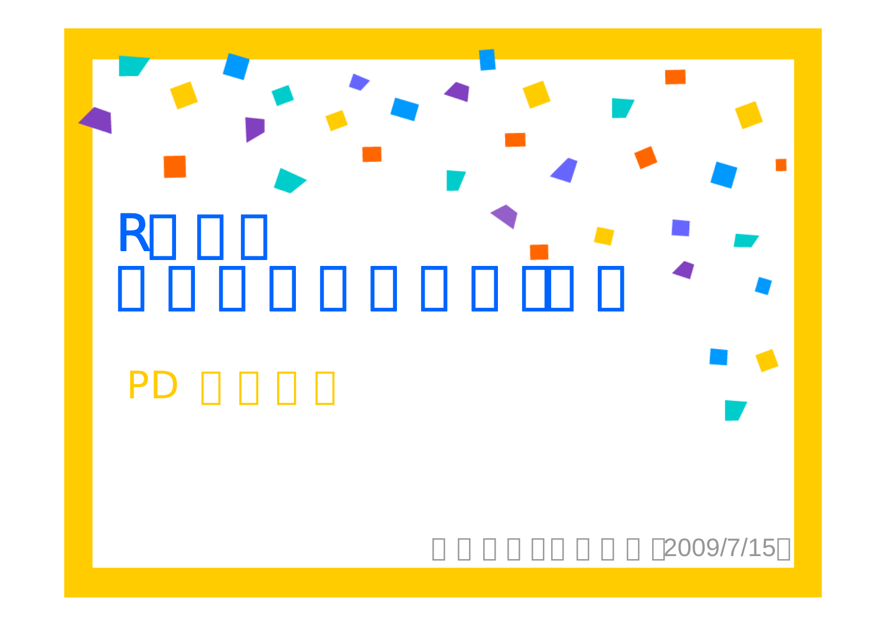# R

PD

2009/7/15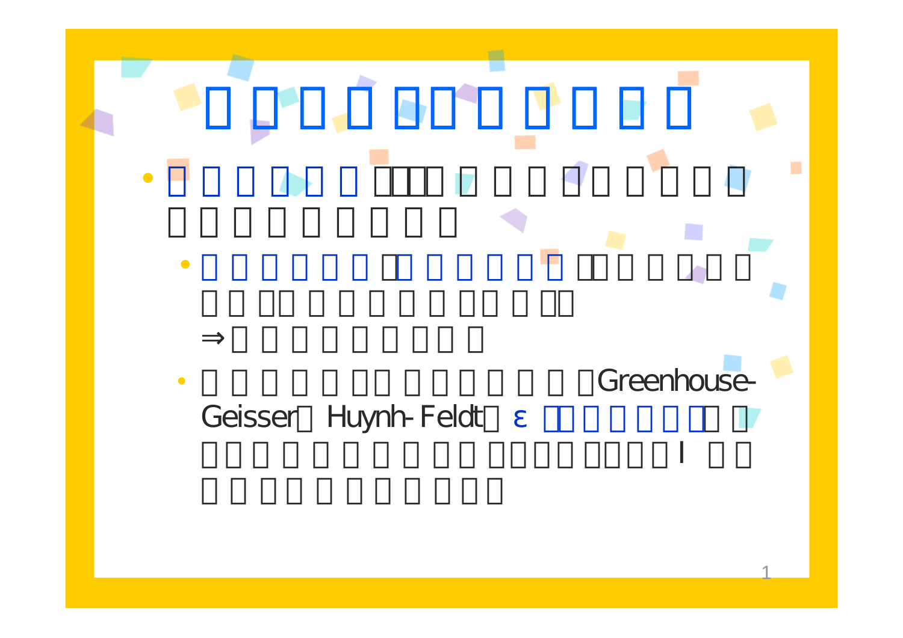- 
  - ⇒
  - Greenhouse-Geisser Huynh-Feldt ε I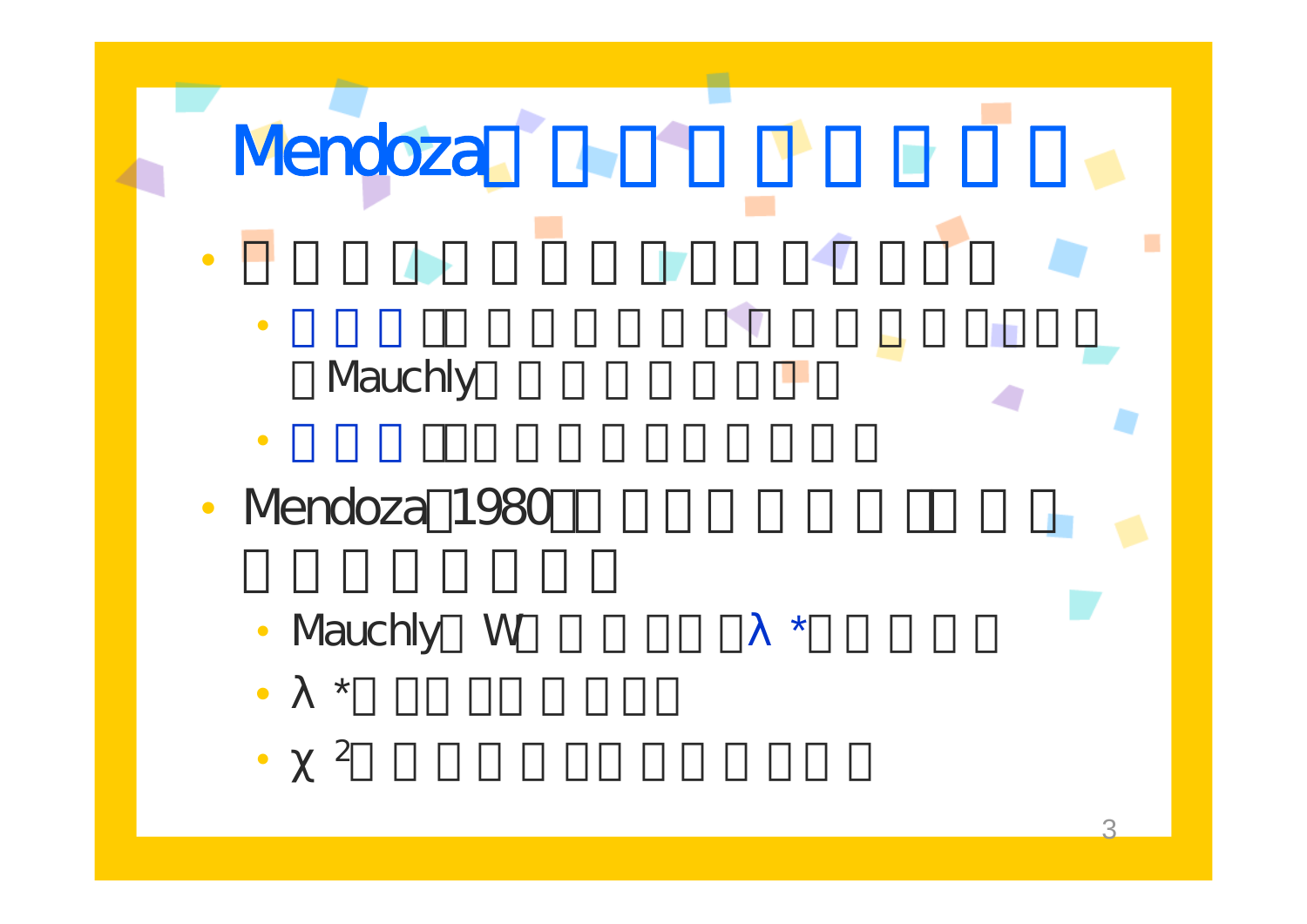# Mendoza□□□□□□□□□

- □□□□□□□□□□□□□□□□
  - □□□：□□□□□□□□□□□□□□□□ □Mauchly□□□□□□□□□
  - □□□：□□□□□□□□□□□
- Mendoza（1980）□□□□□□□□□（□□□ □□□□□□□□
  - Mauchly□W□□□□□□（$\lambda^*$）□□□□
  - $\lambda^*$□□□□□□□□□□
  - $\chi^2$□□□□□□□□□□□□□□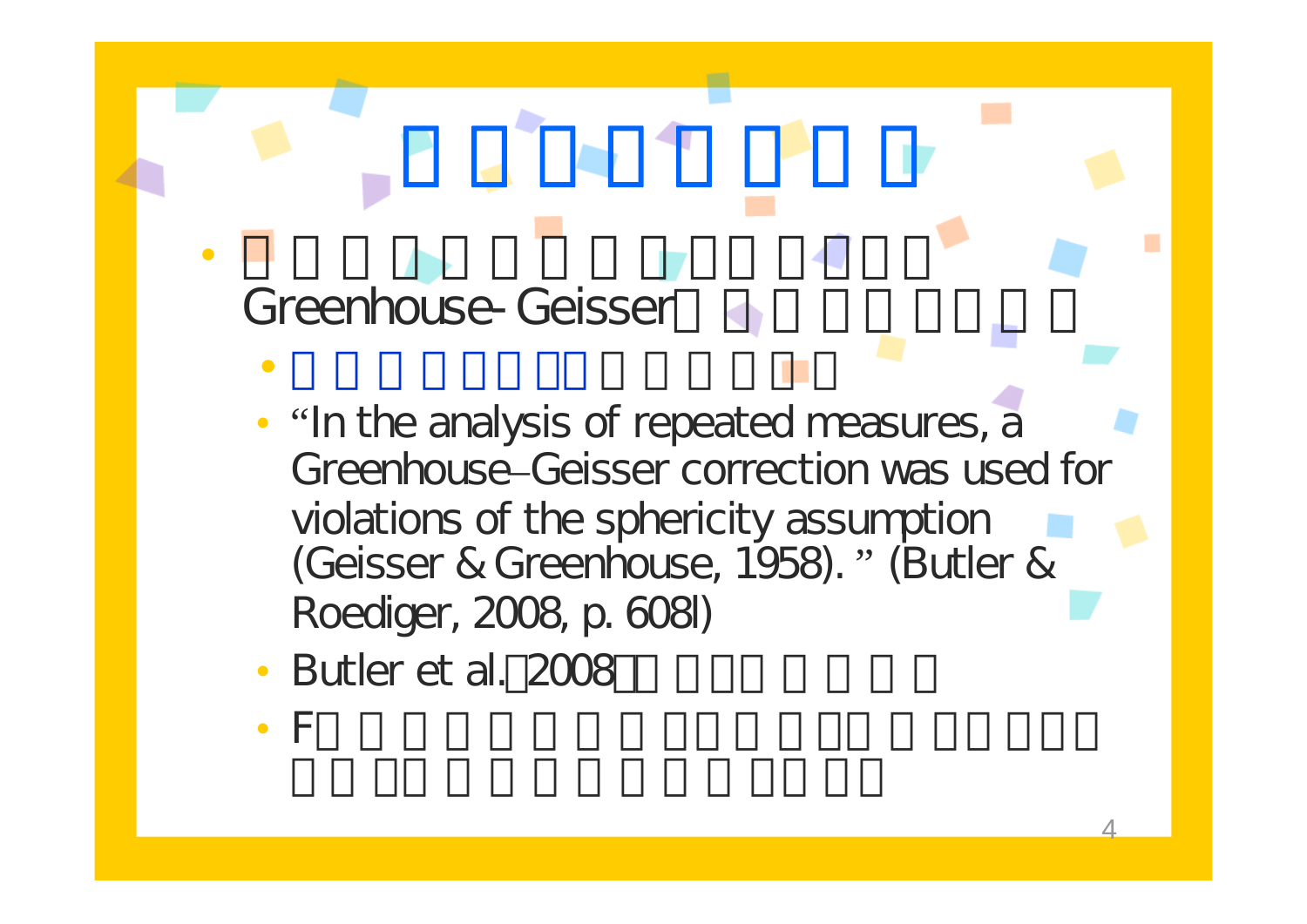- Greenhouse-Geisser
  - “In the analysis of repeated measures, a Greenhouse–Geisser correction was used for violations of the sphericity assumption (Geisser & Greenhouse, 1958).” (Butler & Roediger, 2008, p. 608l)
  - Butler et al.（2008）
  - F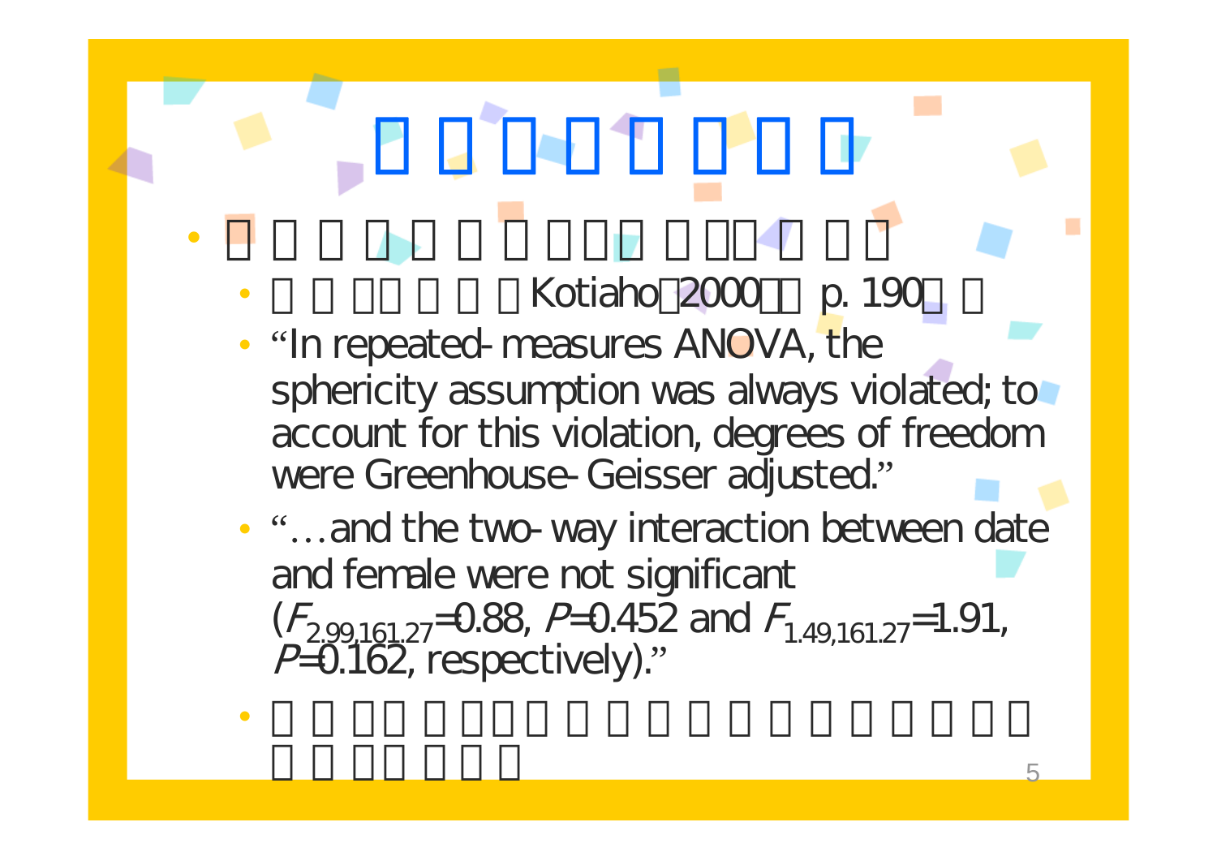- Kotiaho（2000）p. 190
  - “In repeated-measures ANOVA, the sphericity assumption was always violated; to account for this violation, degrees of freedom were Greenhouse-Geisser adjusted.”
  - “…and the two-way interaction between date and female were not significant ($F_{2.99,161.27}$=0.88, $P$=0.452 and $F_{1.49,161.27}$=1.91, $P$=0.162, respectively).”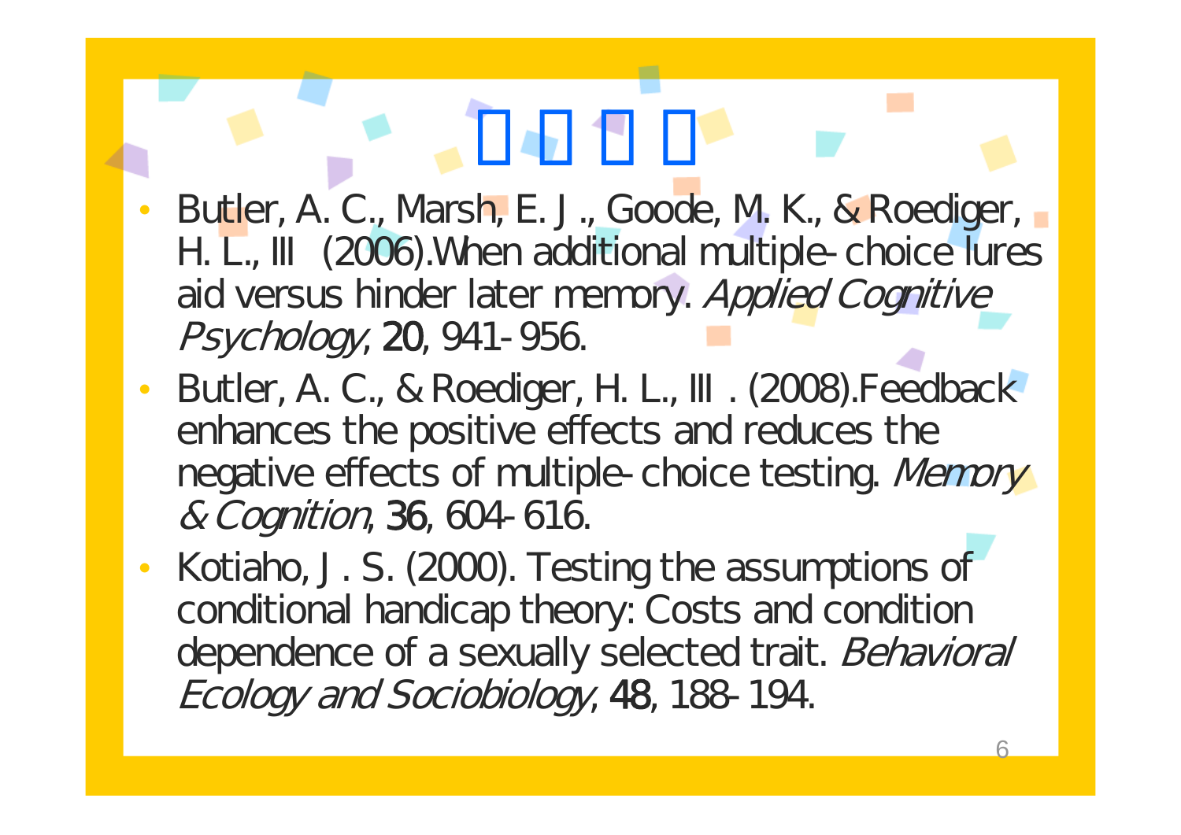- Butler, A. C., Marsh, E. J., Goode, M. K., & Roediger, H. L., III (2006). When additional multiple-choice lures aid versus hinder later memory. *Applied Cognitive Psychology*, **20**, 941-956.
- Butler, A. C., & Roediger, H. L., III. (2008). Feedback enhances the positive effects and reduces the negative effects of multiple-choice testing. *Memory & Cognition*, **36**, 604-616.
- Kotiaho, J. S. (2000). Testing the assumptions of conditional handicap theory: Costs and condition dependence of a sexually selected trait. *Behavioral Ecology and Sociobiology*, **48**, 188-194.